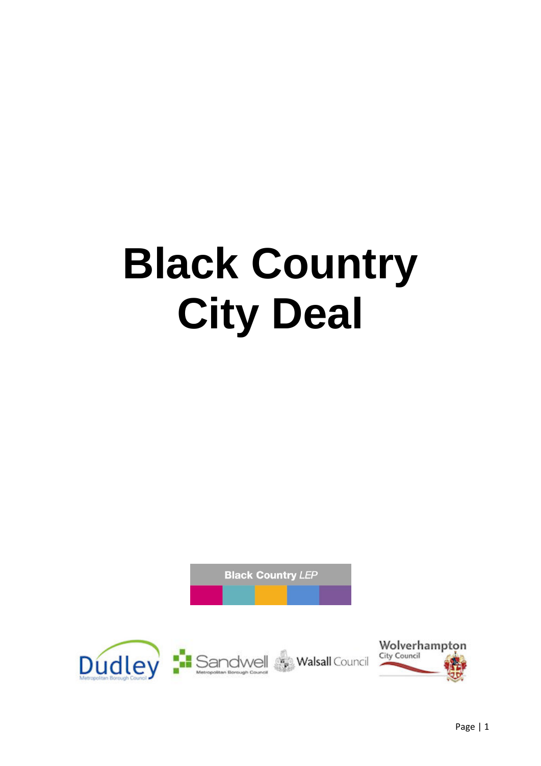# Black Country City Deal

Black Country *LEP*

Dudley Metropolitan Borough Council

Sandwell Metropolitan Borough Council

Walsall Council

Wolverhampton City Council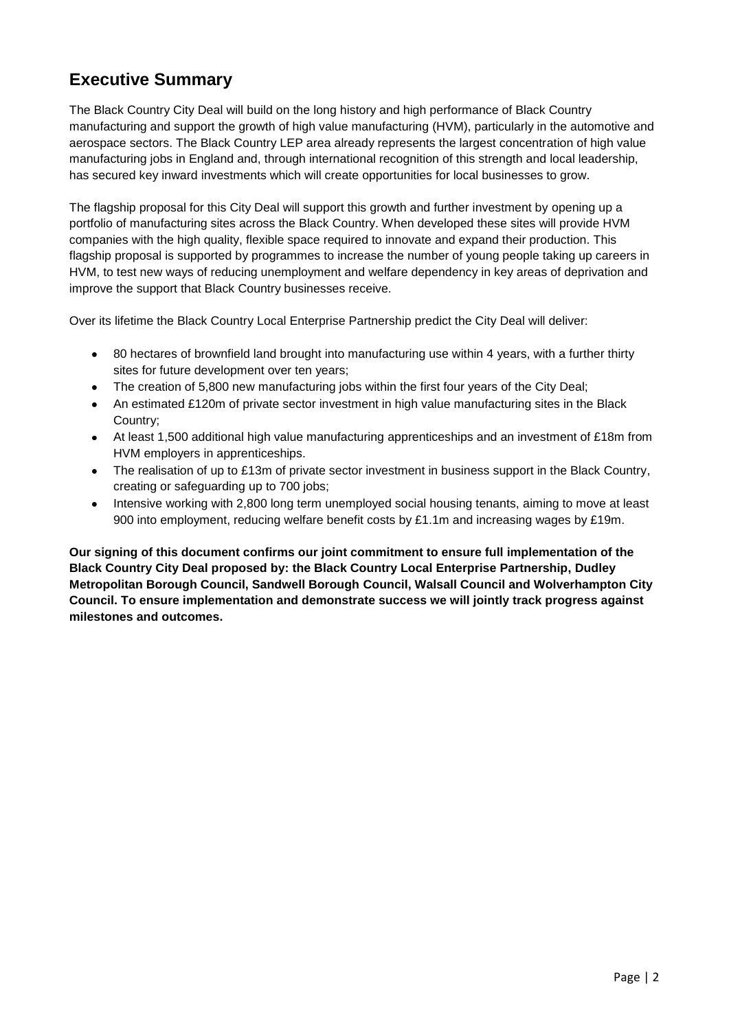## Executive Summary

The Black Country City Deal will build on the long history and high performance of Black Country manufacturing and support the growth of high value manufacturing (HVM), particularly in the automotive and aerospace sectors. The Black Country LEP area already represents the largest concentration of high value manufacturing jobs in England and, through international recognition of this strength and local leadership, has secured key inward investments which will create opportunities for local businesses to grow.

The flagship proposal for this City Deal will support this growth and further investment by opening up a portfolio of manufacturing sites across the Black Country. When developed these sites will provide HVM companies with the high quality, flexible space required to innovate and expand their production. This flagship proposal is supported by programmes to increase the number of young people taking up careers in HVM, to test new ways of reducing unemployment and welfare dependency in key areas of deprivation and improve the support that Black Country businesses receive.

Over its lifetime the Black Country Local Enterprise Partnership predict the City Deal will deliver:

- 80 hectares of brownfield land brought into manufacturing use within 4 years, with a further thirty sites for future development over ten years;
- The creation of 5,800 new manufacturing jobs within the first four years of the City Deal;
- An estimated £120m of private sector investment in high value manufacturing sites in the Black Country;
- At least 1,500 additional high value manufacturing apprenticeships and an investment of £18m from HVM employers in apprenticeships.
- The realisation of up to £13m of private sector investment in business support in the Black Country, creating or safeguarding up to 700 jobs;
- Intensive working with 2,800 long term unemployed social housing tenants, aiming to move at least 900 into employment, reducing welfare benefit costs by £1.1m and increasing wages by £19m.

**Our signing of this document confirms our joint commitment to ensure full implementation of the Black Country City Deal proposed by: the Black Country Local Enterprise Partnership, Dudley Metropolitan Borough Council, Sandwell Borough Council, Walsall Council and Wolverhampton City Council. To ensure implementation and demonstrate success we will jointly track progress against milestones and outcomes.**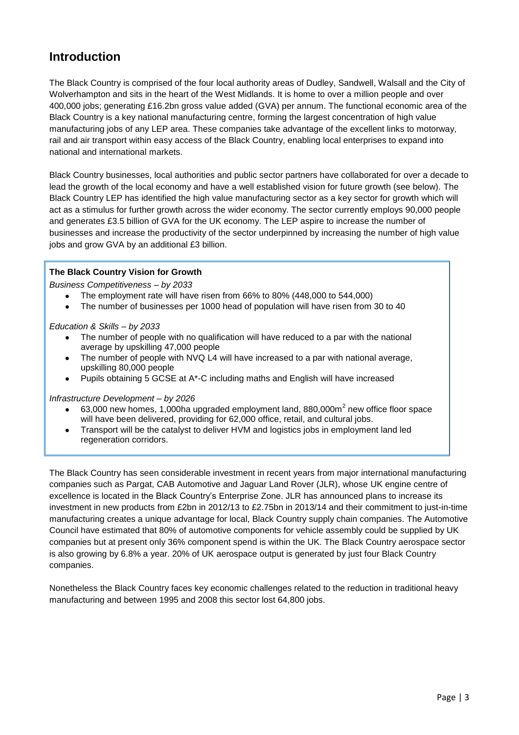## Introduction

The Black Country is comprised of the four local authority areas of Dudley, Sandwell, Walsall and the City of Wolverhampton and sits in the heart of the West Midlands. It is home to over a million people and over 400,000 jobs; generating £16.2bn gross value added (GVA) per annum. The functional economic area of the Black Country is a key national manufacturing centre, forming the largest concentration of high value manufacturing jobs of any LEP area. These companies take advantage of the excellent links to motorway, rail and air transport within easy access of the Black Country, enabling local enterprises to expand into national and international markets.

Black Country businesses, local authorities and public sector partners have collaborated for over a decade to lead the growth of the local economy and have a well established vision for future growth (see below). The Black Country LEP has identified the high value manufacturing sector as a key sector for growth which will act as a stimulus for further growth across the wider economy. The sector currently employs 90,000 people and generates £3.5 billion of GVA for the UK economy. The LEP aspire to increase the number of businesses and increase the productivity of the sector underpinned by increasing the number of high value jobs and grow GVA by an additional £3 billion.

**The Black Country Vision for Growth**

*Business Competitiveness – by 2033*

- The employment rate will have risen from 66% to 80% (448,000 to 544,000)
- The number of businesses per 1000 head of population will have risen from 30 to 40

*Education & Skills – by 2033*

- The number of people with no qualification will have reduced to a par with the national average by upskilling 47,000 people
- The number of people with NVQ L4 will have increased to a par with national average, upskilling 80,000 people
- Pupils obtaining 5 GCSE at A*-C including maths and English will have increased

*Infrastructure Development – by 2026*

- 63,000 new homes, 1,000ha upgraded employment land, 880,000$m^2$ new office floor space will have been delivered, providing for 62,000 office, retail, and cultural jobs.
- Transport will be the catalyst to deliver HVM and logistics jobs in employment land led regeneration corridors.

The Black Country has seen considerable investment in recent years from major international manufacturing companies such as Pargat, CAB Automotive and Jaguar Land Rover (JLR), whose UK engine centre of excellence is located in the Black Country's Enterprise Zone. JLR has announced plans to increase its investment in new products from £2bn in 2012/13 to £2.75bn in 2013/14 and their commitment to just-in-time manufacturing creates a unique advantage for local, Black Country supply chain companies. The Automotive Council have estimated that 80% of automotive components for vehicle assembly could be supplied by UK companies but at present only 36% component spend is within the UK. The Black Country aerospace sector is also growing by 6.8% a year. 20% of UK aerospace output is generated by just four Black Country companies.

Nonetheless the Black Country faces key economic challenges related to the reduction in traditional heavy manufacturing and between 1995 and 2008 this sector lost 64,800 jobs.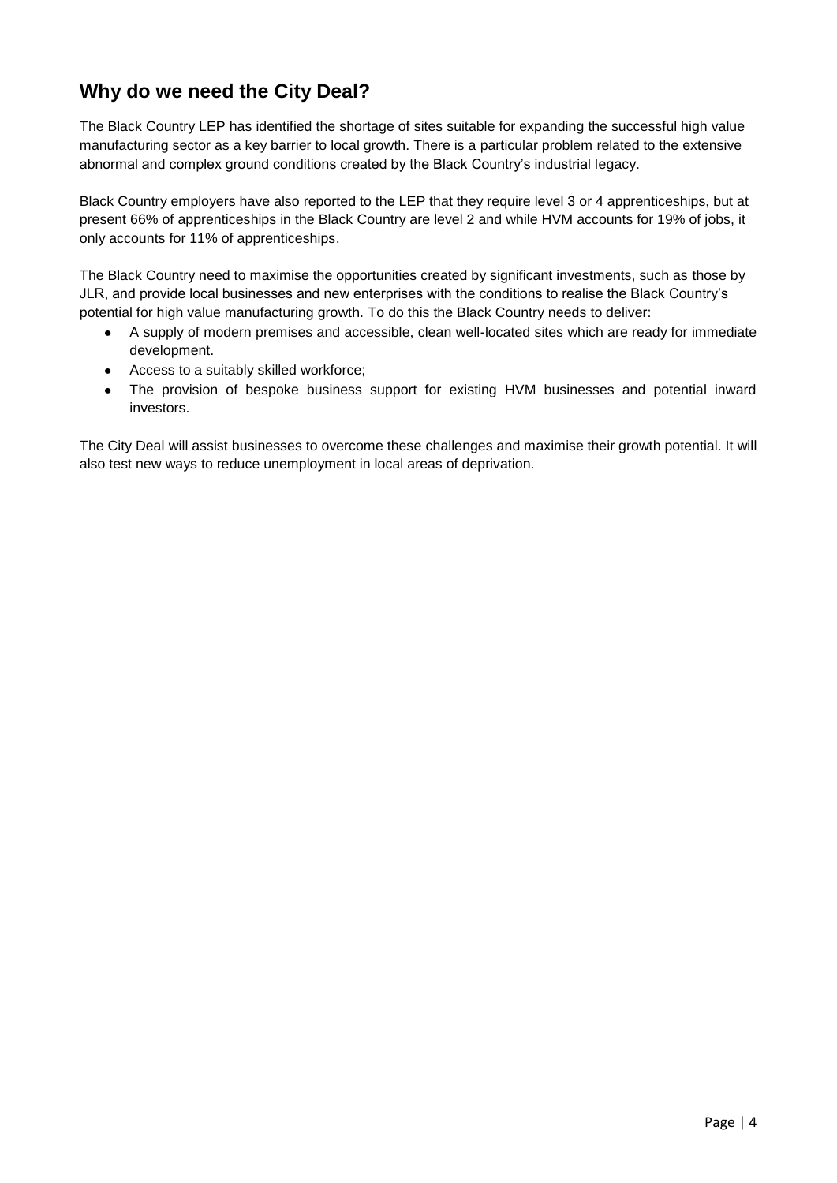## Why do we need the City Deal?

The Black Country LEP has identified the shortage of sites suitable for expanding the successful high value manufacturing sector as a key barrier to local growth. There is a particular problem related to the extensive abnormal and complex ground conditions created by the Black Country's industrial legacy.

Black Country employers have also reported to the LEP that they require level 3 or 4 apprenticeships, but at present 66% of apprenticeships in the Black Country are level 2 and while HVM accounts for 19% of jobs, it only accounts for 11% of apprenticeships.

The Black Country need to maximise the opportunities created by significant investments, such as those by JLR, and provide local businesses and new enterprises with the conditions to realise the Black Country's potential for high value manufacturing growth. To do this the Black Country needs to deliver:

- A supply of modern premises and accessible, clean well-located sites which are ready for immediate development.
- Access to a suitably skilled workforce;
- The provision of bespoke business support for existing HVM businesses and potential inward investors.

The City Deal will assist businesses to overcome these challenges and maximise their growth potential. It will also test new ways to reduce unemployment in local areas of deprivation.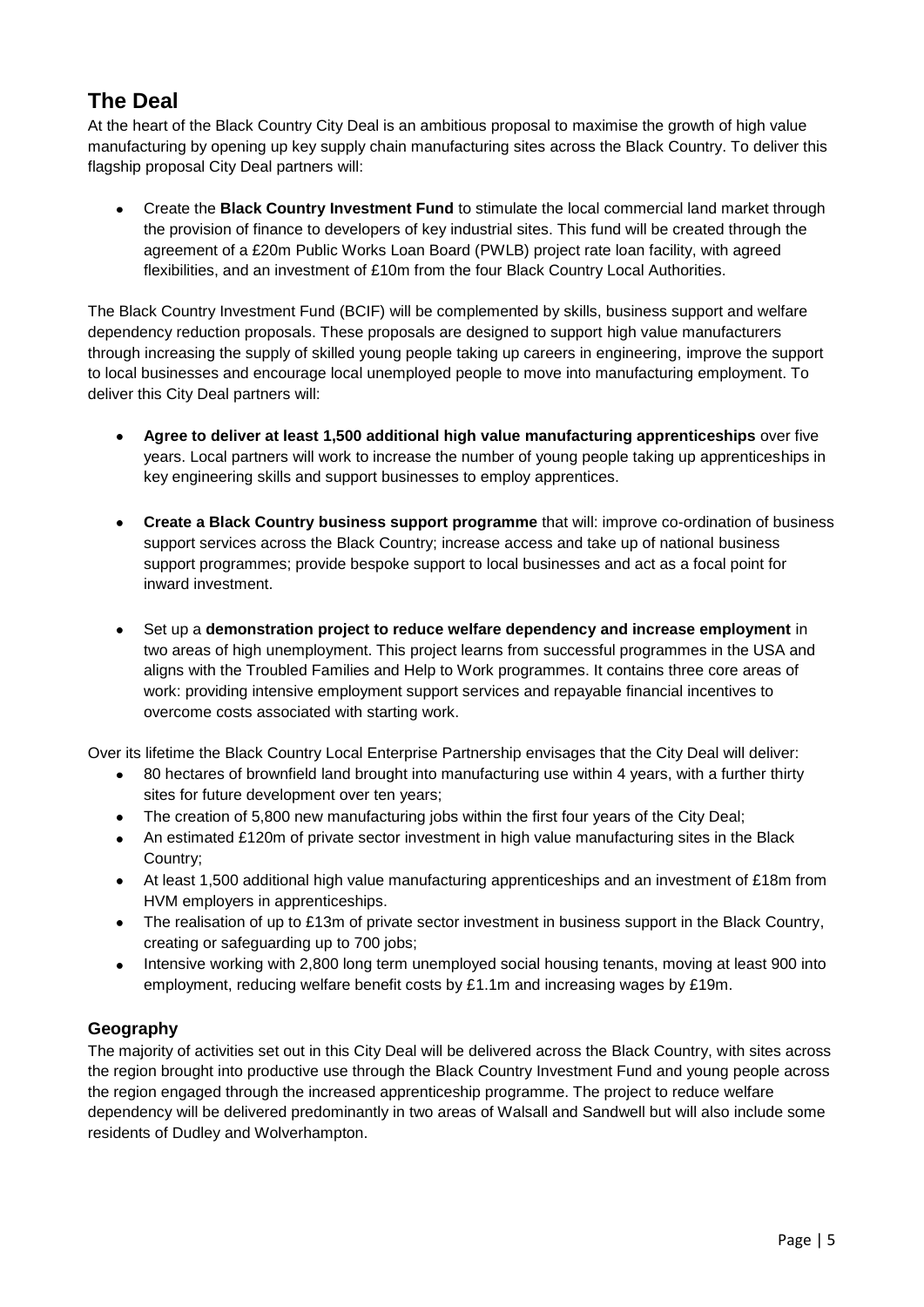## The Deal

At the heart of the Black Country City Deal is an ambitious proposal to maximise the growth of high value manufacturing by opening up key supply chain manufacturing sites across the Black Country. To deliver this flagship proposal City Deal partners will:

- Create the **Black Country Investment Fund** to stimulate the local commercial land market through the provision of finance to developers of key industrial sites. This fund will be created through the agreement of a £20m Public Works Loan Board (PWLB) project rate loan facility, with agreed flexibilities, and an investment of £10m from the four Black Country Local Authorities.

The Black Country Investment Fund (BCIF) will be complemented by skills, business support and welfare dependency reduction proposals. These proposals are designed to support high value manufacturers through increasing the supply of skilled young people taking up careers in engineering, improve the support to local businesses and encourage local unemployed people to move into manufacturing employment. To deliver this City Deal partners will:

- **Agree to deliver at least 1,500 additional high value manufacturing apprenticeships** over five years. Local partners will work to increase the number of young people taking up apprenticeships in key engineering skills and support businesses to employ apprentices.

- **Create a Black Country business support programme** that will: improve co-ordination of business support services across the Black Country; increase access and take up of national business support programmes; provide bespoke support to local businesses and act as a focal point for inward investment.

- Set up a **demonstration project to reduce welfare dependency and increase employment** in two areas of high unemployment. This project learns from successful programmes in the USA and aligns with the Troubled Families and Help to Work programmes. It contains three core areas of work: providing intensive employment support services and repayable financial incentives to overcome costs associated with starting work.

Over its lifetime the Black Country Local Enterprise Partnership envisages that the City Deal will deliver:

- 80 hectares of brownfield land brought into manufacturing use within 4 years, with a further thirty sites for future development over ten years;
- The creation of 5,800 new manufacturing jobs within the first four years of the City Deal;
- An estimated £120m of private sector investment in high value manufacturing sites in the Black Country;
- At least 1,500 additional high value manufacturing apprenticeships and an investment of £18m from HVM employers in apprenticeships.
- The realisation of up to £13m of private sector investment in business support in the Black Country, creating or safeguarding up to 700 jobs;
- Intensive working with 2,800 long term unemployed social housing tenants, moving at least 900 into employment, reducing welfare benefit costs by £1.1m and increasing wages by £19m.

### Geography

The majority of activities set out in this City Deal will be delivered across the Black Country, with sites across the region brought into productive use through the Black Country Investment Fund and young people across the region engaged through the increased apprenticeship programme. The project to reduce welfare dependency will be delivered predominantly in two areas of Walsall and Sandwell but will also include some residents of Dudley and Wolverhampton.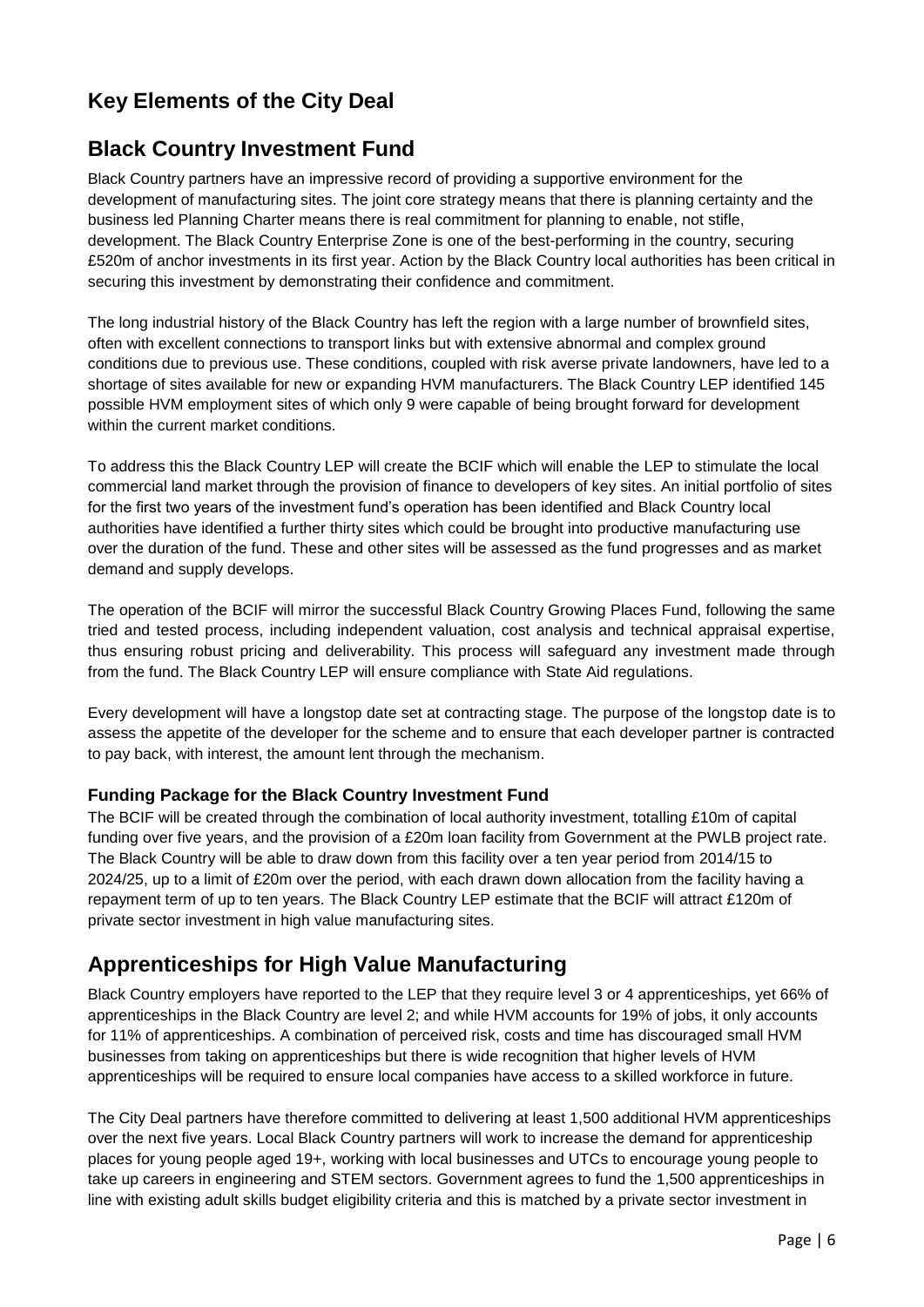# Key Elements of the City Deal

## Black Country Investment Fund

Black Country partners have an impressive record of providing a supportive environment for the development of manufacturing sites. The joint core strategy means that there is planning certainty and the business led Planning Charter means there is real commitment for planning to enable, not stifle, development. The Black Country Enterprise Zone is one of the best-performing in the country, securing £520m of anchor investments in its first year. Action by the Black Country local authorities has been critical in securing this investment by demonstrating their confidence and commitment.

The long industrial history of the Black Country has left the region with a large number of brownfield sites, often with excellent connections to transport links but with extensive abnormal and complex ground conditions due to previous use. These conditions, coupled with risk averse private landowners, have led to a shortage of sites available for new or expanding HVM manufacturers. The Black Country LEP identified 145 possible HVM employment sites of which only 9 were capable of being brought forward for development within the current market conditions.

To address this the Black Country LEP will create the BCIF which will enable the LEP to stimulate the local commercial land market through the provision of finance to developers of key sites. An initial portfolio of sites for the first two years of the investment fund's operation has been identified and Black Country local authorities have identified a further thirty sites which could be brought into productive manufacturing use over the duration of the fund. These and other sites will be assessed as the fund progresses and as market demand and supply develops.

The operation of the BCIF will mirror the successful Black Country Growing Places Fund, following the same tried and tested process, including independent valuation, cost analysis and technical appraisal expertise, thus ensuring robust pricing and deliverability. This process will safeguard any investment made through from the fund. The Black Country LEP will ensure compliance with State Aid regulations.

Every development will have a longstop date set at contracting stage. The purpose of the longstop date is to assess the appetite of the developer for the scheme and to ensure that each developer partner is contracted to pay back, with interest, the amount lent through the mechanism.

### Funding Package for the Black Country Investment Fund

The BCIF will be created through the combination of local authority investment, totalling £10m of capital funding over five years, and the provision of a £20m loan facility from Government at the PWLB project rate. The Black Country will be able to draw down from this facility over a ten year period from 2014/15 to 2024/25, up to a limit of £20m over the period, with each drawn down allocation from the facility having a repayment term of up to ten years. The Black Country LEP estimate that the BCIF will attract £120m of private sector investment in high value manufacturing sites.

## Apprenticeships for High Value Manufacturing

Black Country employers have reported to the LEP that they require level 3 or 4 apprenticeships, yet 66% of apprenticeships in the Black Country are level 2; and while HVM accounts for 19% of jobs, it only accounts for 11% of apprenticeships. A combination of perceived risk, costs and time has discouraged small HVM businesses from taking on apprenticeships but there is wide recognition that higher levels of HVM apprenticeships will be required to ensure local companies have access to a skilled workforce in future.

The City Deal partners have therefore committed to delivering at least 1,500 additional HVM apprenticeships over the next five years. Local Black Country partners will work to increase the demand for apprenticeship places for young people aged 19+, working with local businesses and UTCs to encourage young people to take up careers in engineering and STEM sectors. Government agrees to fund the 1,500 apprenticeships in line with existing adult skills budget eligibility criteria and this is matched by a private sector investment in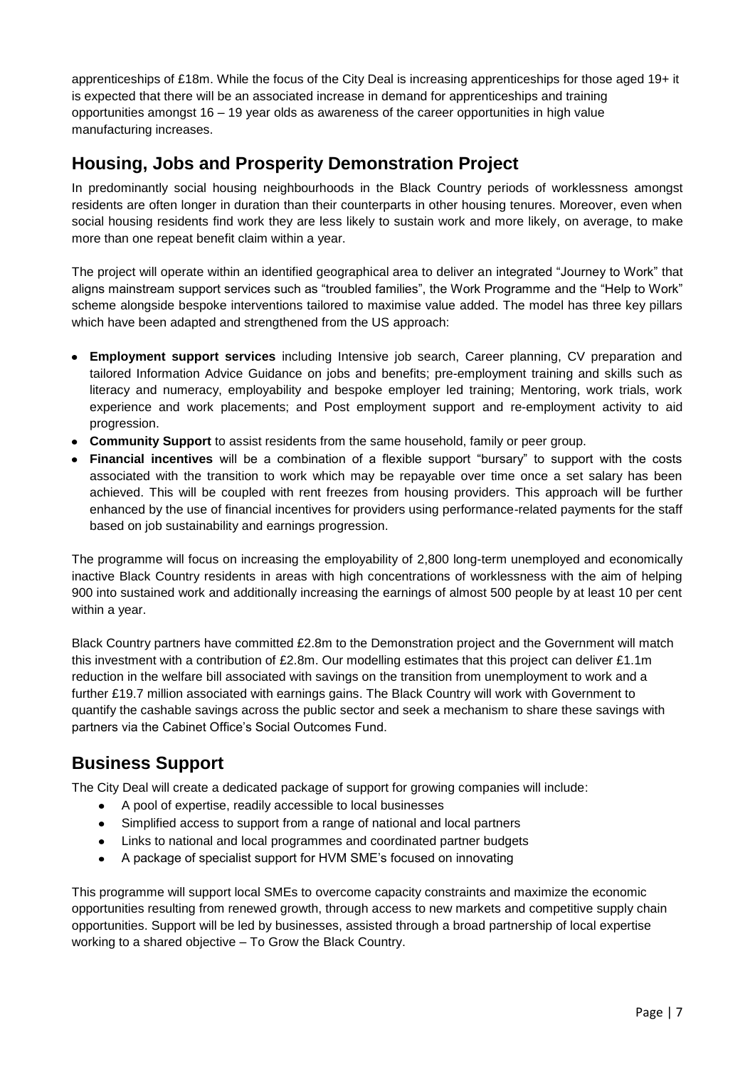apprenticeships of £18m. While the focus of the City Deal is increasing apprenticeships for those aged 19+ it is expected that there will be an associated increase in demand for apprenticeships and training opportunities amongst 16 – 19 year olds as awareness of the career opportunities in high value manufacturing increases.

## Housing, Jobs and Prosperity Demonstration Project

In predominantly social housing neighbourhoods in the Black Country periods of worklessness amongst residents are often longer in duration than their counterparts in other housing tenures. Moreover, even when social housing residents find work they are less likely to sustain work and more likely, on average, to make more than one repeat benefit claim within a year.

The project will operate within an identified geographical area to deliver an integrated "Journey to Work" that aligns mainstream support services such as "troubled families", the Work Programme and the "Help to Work" scheme alongside bespoke interventions tailored to maximise value added. The model has three key pillars which have been adapted and strengthened from the US approach:

- **Employment support services** including Intensive job search, Career planning, CV preparation and tailored Information Advice Guidance on jobs and benefits; pre-employment training and skills such as literacy and numeracy, employability and bespoke employer led training; Mentoring, work trials, work experience and work placements; and Post employment support and re-employment activity to aid progression.
- **Community Support** to assist residents from the same household, family or peer group.
- **Financial incentives** will be a combination of a flexible support "bursary" to support with the costs associated with the transition to work which may be repayable over time once a set salary has been achieved. This will be coupled with rent freezes from housing providers. This approach will be further enhanced by the use of financial incentives for providers using performance-related payments for the staff based on job sustainability and earnings progression.

The programme will focus on increasing the employability of 2,800 long-term unemployed and economically inactive Black Country residents in areas with high concentrations of worklessness with the aim of helping 900 into sustained work and additionally increasing the earnings of almost 500 people by at least 10 per cent within a year.

Black Country partners have committed £2.8m to the Demonstration project and the Government will match this investment with a contribution of £2.8m. Our modelling estimates that this project can deliver £1.1m reduction in the welfare bill associated with savings on the transition from unemployment to work and a further £19.7 million associated with earnings gains. The Black Country will work with Government to quantify the cashable savings across the public sector and seek a mechanism to share these savings with partners via the Cabinet Office's Social Outcomes Fund.

## Business Support

The City Deal will create a dedicated package of support for growing companies will include:

- A pool of expertise, readily accessible to local businesses
- Simplified access to support from a range of national and local partners
- Links to national and local programmes and coordinated partner budgets
- A package of specialist support for HVM SME's focused on innovating

This programme will support local SMEs to overcome capacity constraints and maximize the economic opportunities resulting from renewed growth, through access to new markets and competitive supply chain opportunities. Support will be led by businesses, assisted through a broad partnership of local expertise working to a shared objective – To Grow the Black Country.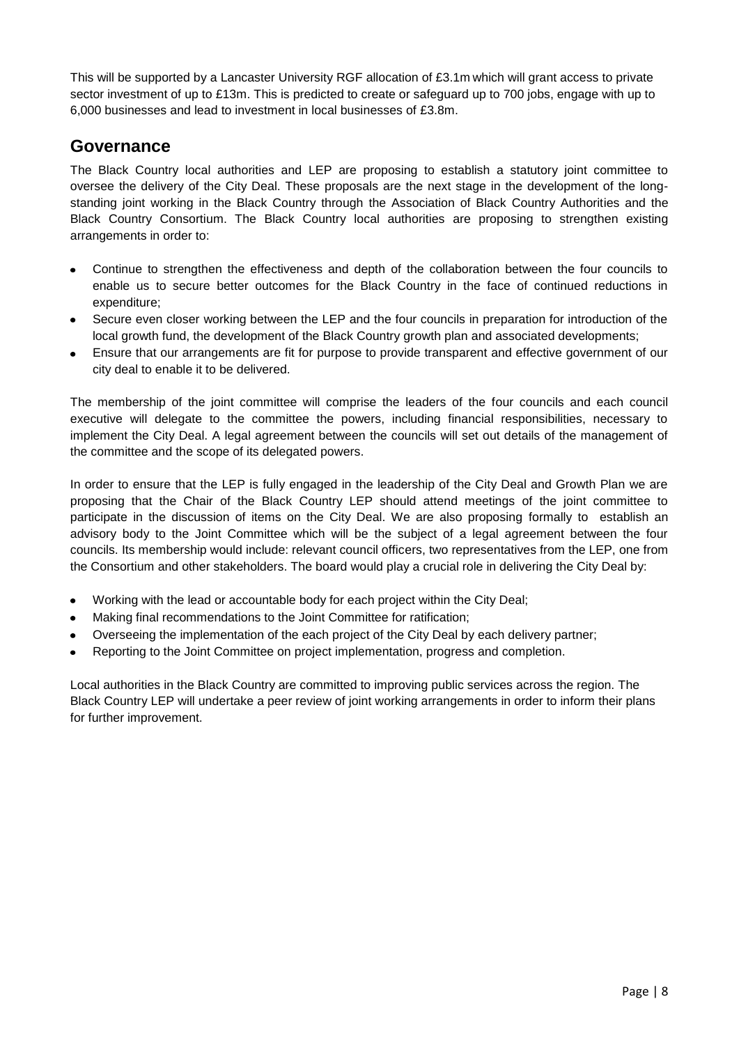This will be supported by a Lancaster University RGF allocation of £3.1m which will grant access to private sector investment of up to £13m. This is predicted to create or safeguard up to 700 jobs, engage with up to 6,000 businesses and lead to investment in local businesses of £3.8m.

## Governance

The Black Country local authorities and LEP are proposing to establish a statutory joint committee to oversee the delivery of the City Deal. These proposals are the next stage in the development of the long-standing joint working in the Black Country through the Association of Black Country Authorities and the Black Country Consortium. The Black Country local authorities are proposing to strengthen existing arrangements in order to:

- Continue to strengthen the effectiveness and depth of the collaboration between the four councils to enable us to secure better outcomes for the Black Country in the face of continued reductions in expenditure;
- Secure even closer working between the LEP and the four councils in preparation for introduction of the local growth fund, the development of the Black Country growth plan and associated developments;
- Ensure that our arrangements are fit for purpose to provide transparent and effective government of our city deal to enable it to be delivered.

The membership of the joint committee will comprise the leaders of the four councils and each council executive will delegate to the committee the powers, including financial responsibilities, necessary to implement the City Deal. A legal agreement between the councils will set out details of the management of the committee and the scope of its delegated powers.

In order to ensure that the LEP is fully engaged in the leadership of the City Deal and Growth Plan we are proposing that the Chair of the Black Country LEP should attend meetings of the joint committee to participate in the discussion of items on the City Deal. We are also proposing formally to establish an advisory body to the Joint Committee which will be the subject of a legal agreement between the four councils. Its membership would include: relevant council officers, two representatives from the LEP, one from the Consortium and other stakeholders. The board would play a crucial role in delivering the City Deal by:

- Working with the lead or accountable body for each project within the City Deal;
- Making final recommendations to the Joint Committee for ratification;
- Overseeing the implementation of the each project of the City Deal by each delivery partner;
- Reporting to the Joint Committee on project implementation, progress and completion.

Local authorities in the Black Country are committed to improving public services across the region. The Black Country LEP will undertake a peer review of joint working arrangements in order to inform their plans for further improvement.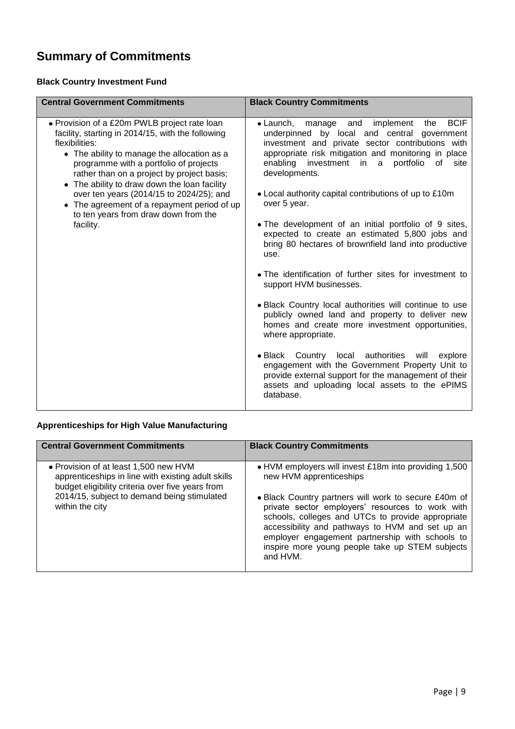# Summary of Commitments

### Black Country Investment Fund

| Central Government Commitments | Black Country Commitments |
|---|---|
| • Provision of a £20m PWLB project rate loan facility, starting in 2014/15, with the following flexibilities:<br>• The ability to manage the allocation as a programme with a portfolio of projects rather than on a project by project basis;<br>• The ability to draw down the loan facility over ten years (2014/15 to 2024/25); and<br>• The agreement of a repayment period of up to ten years from draw down from the facility. | • Launch, manage and implement the BCIF underpinned by local and central government investment and private sector contributions with appropriate risk mitigation and monitoring in place enabling investment in a portfolio of site developments.<br><br>• Local authority capital contributions of up to £10m over 5 year.<br><br>• The development of an initial portfolio of 9 sites, expected to create an estimated 5,800 jobs and bring 80 hectares of brownfield land into productive use.<br><br>• The identification of further sites for investment to support HVM businesses.<br><br>• Black Country local authorities will continue to use publicly owned land and property to deliver new homes and create more investment opportunities, where appropriate.<br><br>• Black Country local authorities will explore engagement with the Government Property Unit to provide external support for the management of their assets and uploading local assets to the ePIMS database. |

### Apprenticeships for High Value Manufacturing

| Central Government Commitments | Black Country Commitments |
|---|---|
| • Provision of at least 1,500 new HVM apprenticeships in line with existing adult skills budget eligibility criteria over five years from 2014/15, subject to demand being stimulated within the city | • HVM employers will invest £18m into providing 1,500 new HVM apprenticeships<br><br>• Black Country partners will work to secure £40m of private sector employers' resources to work with schools, colleges and UTCs to provide appropriate accessibility and pathways to HVM and set up an employer engagement partnership with schools to inspire more young people take up STEM subjects and HVM. |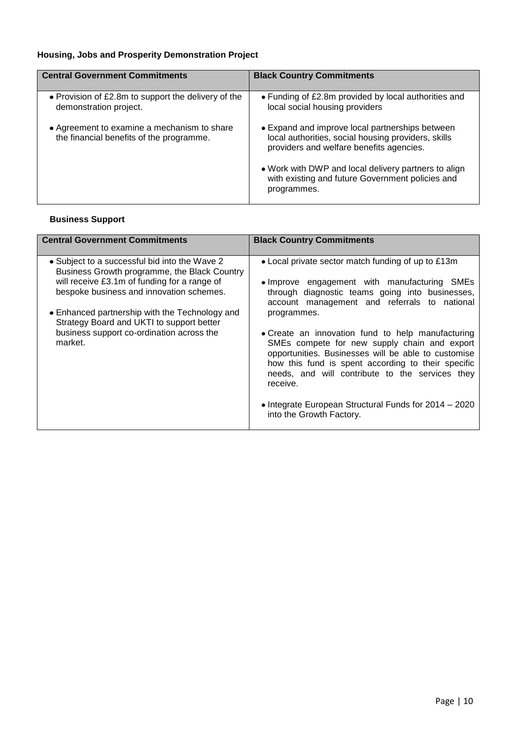**Housing, Jobs and Prosperity Demonstration Project**

| Central Government Commitments | Black Country Commitments |
| --- | --- |
| • Provision of £2.8m to support the delivery of the demonstration project.<br><br>• Agreement to examine a mechanism to share the financial benefits of the programme. | • Funding of £2.8m provided by local authorities and local social housing providers<br><br>• Expand and improve local partnerships between local authorities, social housing providers, skills providers and welfare benefits agencies.<br><br>• Work with DWP and local delivery partners to align with existing and future Government policies and programmes. |

**Business Support**

| Central Government Commitments | Black Country Commitments |
| --- | --- |
| • Subject to a successful bid into the Wave 2 Business Growth programme, the Black Country will receive £3.1m of funding for a range of bespoke business and innovation schemes.<br><br>• Enhanced partnership with the Technology and Strategy Board and UKTI to support better business support co-ordination across the market. | • Local private sector match funding of up to £13m<br><br>• Improve engagement with manufacturing SMEs through diagnostic teams going into businesses, account management and referrals to national programmes.<br><br>• Create an innovation fund to help manufacturing SMEs compete for new supply chain and export opportunities. Businesses will be able to customise how this fund is spent according to their specific needs, and will contribute to the services they receive.<br><br>• Integrate European Structural Funds for 2014 – 2020 into the Growth Factory. |